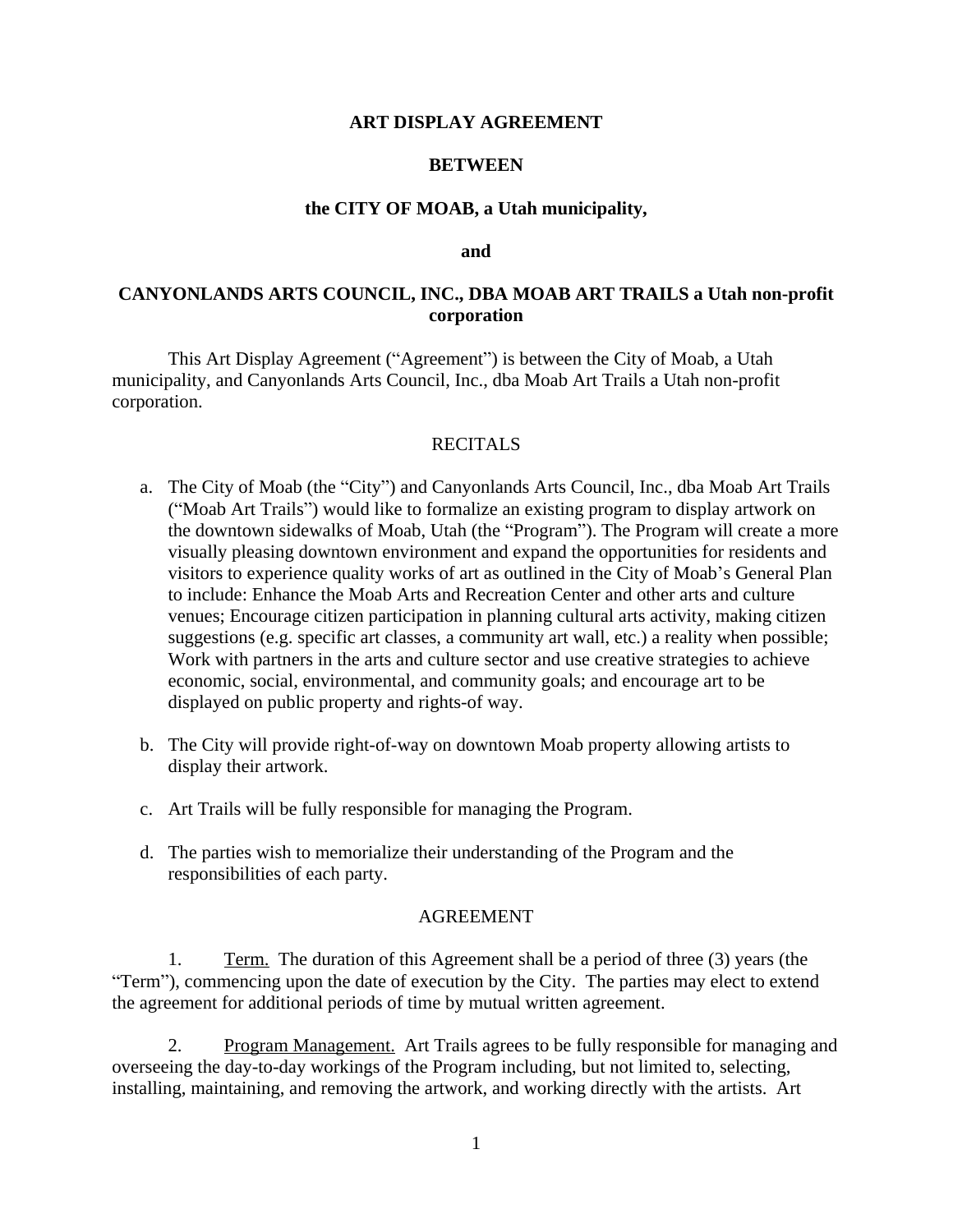# ART DISPLAY AGREEMENT

**BETWEEN**

**the CITY OF MOAB, a Utah municipality,**

**and**

**CANYONLANDS ARTS COUNCIL, INC., DBA MOAB ART TRAILS a Utah non-profit corporation**

This Art Display Agreement ("Agreement") is between the City of Moab, a Utah municipality, and Canyonlands Arts Council, Inc., dba Moab Art Trails a Utah non-profit corporation.

## RECITALS

a. The City of Moab (the "City") and Canyonlands Arts Council, Inc., dba Moab Art Trails ("Moab Art Trails") would like to formalize an existing program to display artwork on the downtown sidewalks of Moab, Utah (the "Program"). The Program will create a more visually pleasing downtown environment and expand the opportunities for residents and visitors to experience quality works of art as outlined in the City of Moab's General Plan to include: Enhance the Moab Arts and Recreation Center and other arts and culture venues; Encourage citizen participation in planning cultural arts activity, making citizen suggestions (e.g. specific art classes, a community art wall, etc.) a reality when possible; Work with partners in the arts and culture sector and use creative strategies to achieve economic, social, environmental, and community goals; and encourage art to be displayed on public property and rights-of way.

b. The City will provide right-of-way on downtown Moab property allowing artists to display their artwork.

c. Art Trails will be fully responsible for managing the Program.

d. The parties wish to memorialize their understanding of the Program and the responsibilities of each party.

## AGREEMENT

1. Term. The duration of this Agreement shall be a period of three (3) years (the "Term"), commencing upon the date of execution by the City. The parties may elect to extend the agreement for additional periods of time by mutual written agreement.

2. Program Management. Art Trails agrees to be fully responsible for managing and overseeing the day-to-day workings of the Program including, but not limited to, selecting, installing, maintaining, and removing the artwork, and working directly with the artists. Art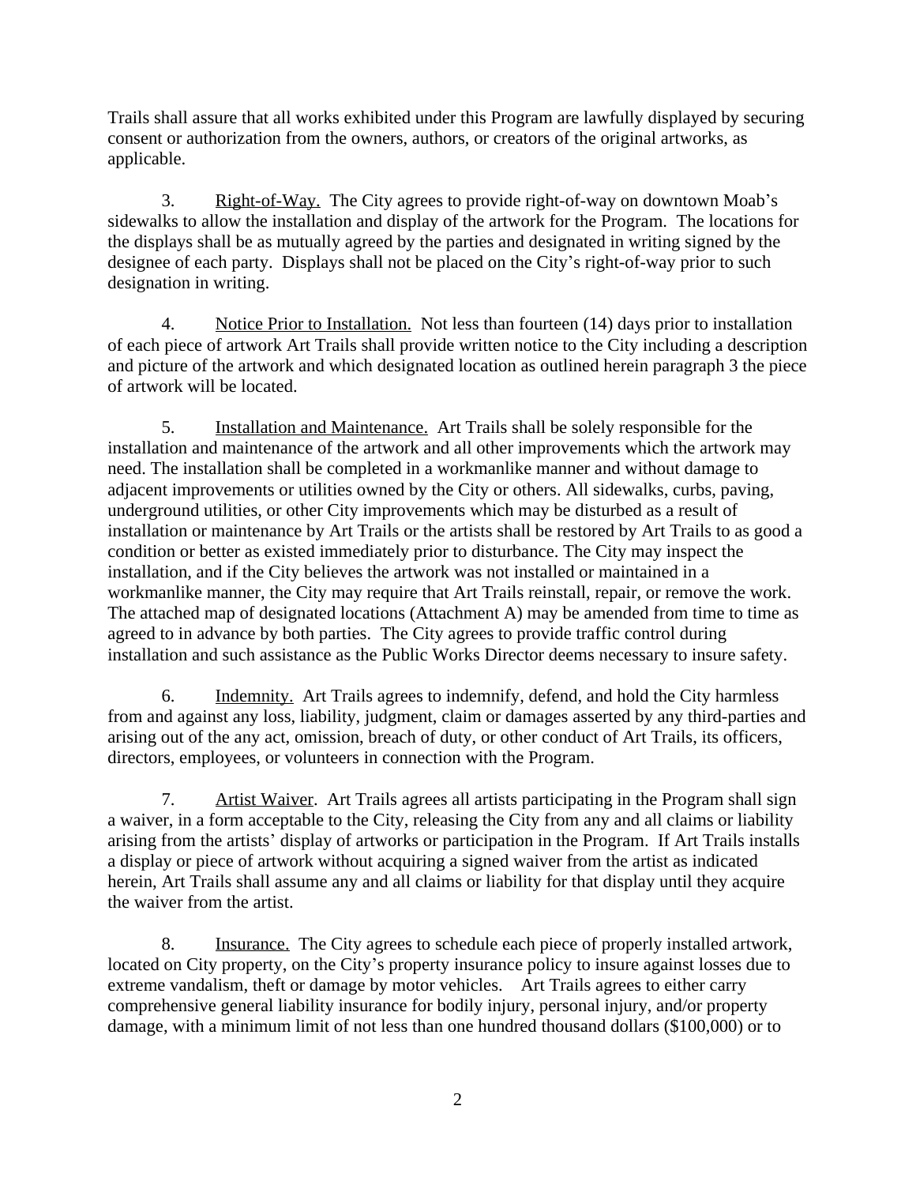Trails shall assure that all works exhibited under this Program are lawfully displayed by securing consent or authorization from the owners, authors, or creators of the original artworks, as applicable.

3. Right-of-Way. The City agrees to provide right-of-way on downtown Moab's sidewalks to allow the installation and display of the artwork for the Program. The locations for the displays shall be as mutually agreed by the parties and designated in writing signed by the designee of each party. Displays shall not be placed on the City's right-of-way prior to such designation in writing.

4. Notice Prior to Installation. Not less than fourteen (14) days prior to installation of each piece of artwork Art Trails shall provide written notice to the City including a description and picture of the artwork and which designated location as outlined herein paragraph 3 the piece of artwork will be located.

5. Installation and Maintenance. Art Trails shall be solely responsible for the installation and maintenance of the artwork and all other improvements which the artwork may need. The installation shall be completed in a workmanlike manner and without damage to adjacent improvements or utilities owned by the City or others. All sidewalks, curbs, paving, underground utilities, or other City improvements which may be disturbed as a result of installation or maintenance by Art Trails or the artists shall be restored by Art Trails to as good a condition or better as existed immediately prior to disturbance. The City may inspect the installation, and if the City believes the artwork was not installed or maintained in a workmanlike manner, the City may require that Art Trails reinstall, repair, or remove the work. The attached map of designated locations (Attachment A) may be amended from time to time as agreed to in advance by both parties. The City agrees to provide traffic control during installation and such assistance as the Public Works Director deems necessary to insure safety.

6. Indemnity. Art Trails agrees to indemnify, defend, and hold the City harmless from and against any loss, liability, judgment, claim or damages asserted by any third-parties and arising out of the any act, omission, breach of duty, or other conduct of Art Trails, its officers, directors, employees, or volunteers in connection with the Program.

7. Artist Waiver. Art Trails agrees all artists participating in the Program shall sign a waiver, in a form acceptable to the City, releasing the City from any and all claims or liability arising from the artists' display of artworks or participation in the Program. If Art Trails installs a display or piece of artwork without acquiring a signed waiver from the artist as indicated herein, Art Trails shall assume any and all claims or liability for that display until they acquire the waiver from the artist.

8. Insurance. The City agrees to schedule each piece of properly installed artwork, located on City property, on the City's property insurance policy to insure against losses due to extreme vandalism, theft or damage by motor vehicles. Art Trails agrees to either carry comprehensive general liability insurance for bodily injury, personal injury, and/or property damage, with a minimum limit of not less than one hundred thousand dollars ($100,000) or to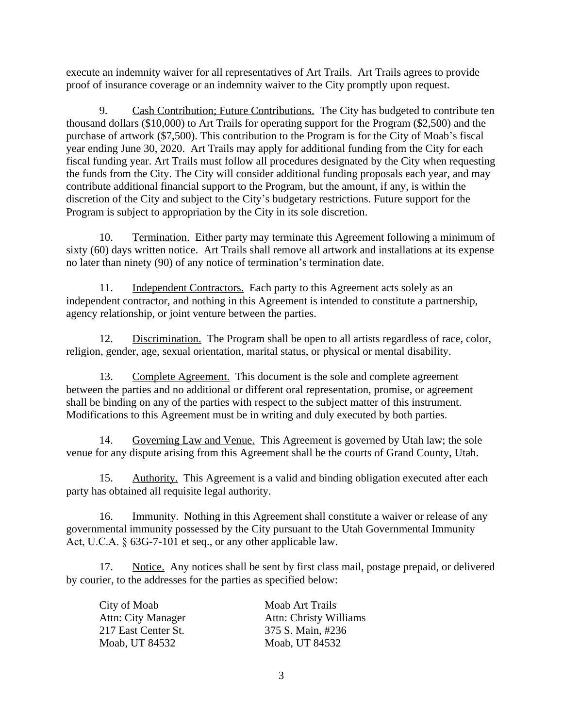execute an indemnity waiver for all representatives of Art Trails. Art Trails agrees to provide proof of insurance coverage or an indemnity waiver to the City promptly upon request.

9. Cash Contribution; Future Contributions. The City has budgeted to contribute ten thousand dollars ($10,000) to Art Trails for operating support for the Program ($2,500) and the purchase of artwork ($7,500). This contribution to the Program is for the City of Moab's fiscal year ending June 30, 2020. Art Trails may apply for additional funding from the City for each fiscal funding year. Art Trails must follow all procedures designated by the City when requesting the funds from the City. The City will consider additional funding proposals each year, and may contribute additional financial support to the Program, but the amount, if any, is within the discretion of the City and subject to the City's budgetary restrictions. Future support for the Program is subject to appropriation by the City in its sole discretion.

10. Termination. Either party may terminate this Agreement following a minimum of sixty (60) days written notice. Art Trails shall remove all artwork and installations at its expense no later than ninety (90) of any notice of termination's termination date.

11. Independent Contractors. Each party to this Agreement acts solely as an independent contractor, and nothing in this Agreement is intended to constitute a partnership, agency relationship, or joint venture between the parties.

12. Discrimination. The Program shall be open to all artists regardless of race, color, religion, gender, age, sexual orientation, marital status, or physical or mental disability.

13. Complete Agreement. This document is the sole and complete agreement between the parties and no additional or different oral representation, promise, or agreement shall be binding on any of the parties with respect to the subject matter of this instrument. Modifications to this Agreement must be in writing and duly executed by both parties.

14. Governing Law and Venue. This Agreement is governed by Utah law; the sole venue for any dispute arising from this Agreement shall be the courts of Grand County, Utah.

15. Authority. This Agreement is a valid and binding obligation executed after each party has obtained all requisite legal authority.

16. Immunity. Nothing in this Agreement shall constitute a waiver or release of any governmental immunity possessed by the City pursuant to the Utah Governmental Immunity Act, U.C.A. § 63G-7-101 et seq., or any other applicable law.

17. Notice. Any notices shall be sent by first class mail, postage prepaid, or delivered by courier, to the addresses for the parties as specified below:

City of Moab
Attn: City Manager
217 East Center St.
Moab, UT 84532

Moab Art Trails
Attn: Christy Williams
375 S. Main, #236
Moab, UT 84532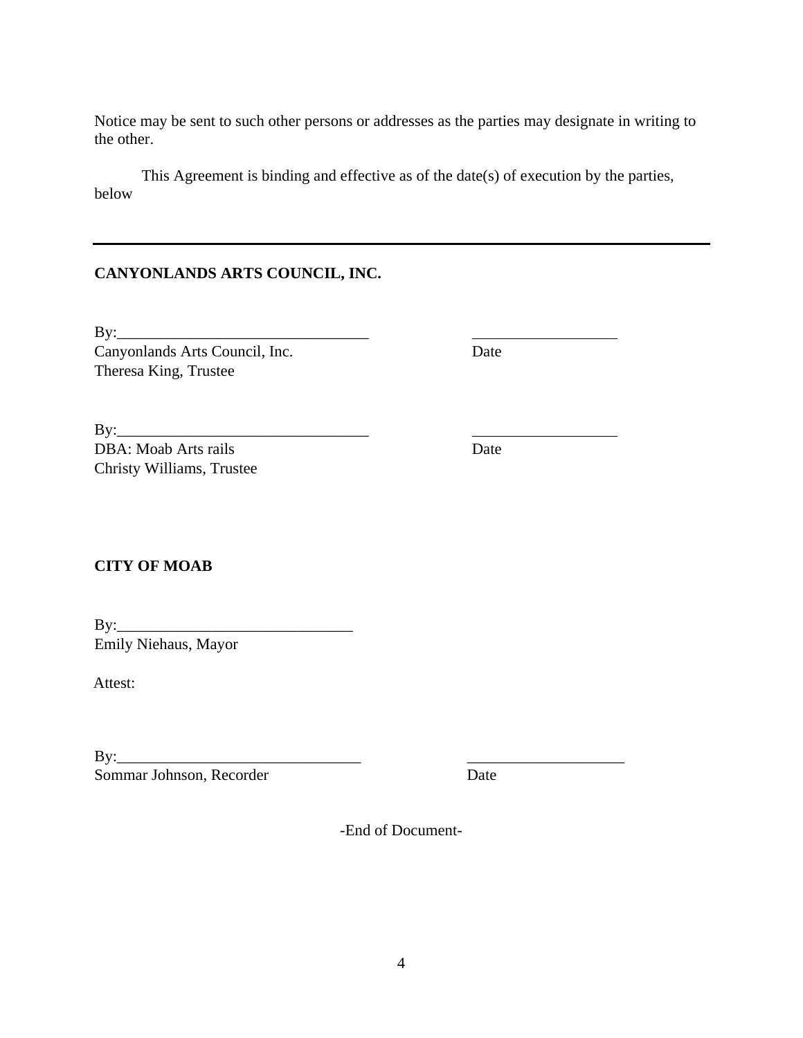Notice may be sent to such other persons or addresses as the parties may designate in writing to the other.

This Agreement is binding and effective as of the date(s) of execution by the parties, below

---

**CANYONLANDS ARTS COUNCIL, INC.**

By:________________________________ ___________________
Canyonlands Arts Council, Inc. Date
Theresa King, Trustee

By:________________________________ ___________________
DBA: Moab Arts rails Date
Christy Williams, Trustee

**CITY OF MOAB**

By:______________________________
Emily Niehaus, Mayor

Attest:

By:_______________________________ ____________________
Sommar Johnson, Recorder Date

-End of Document-